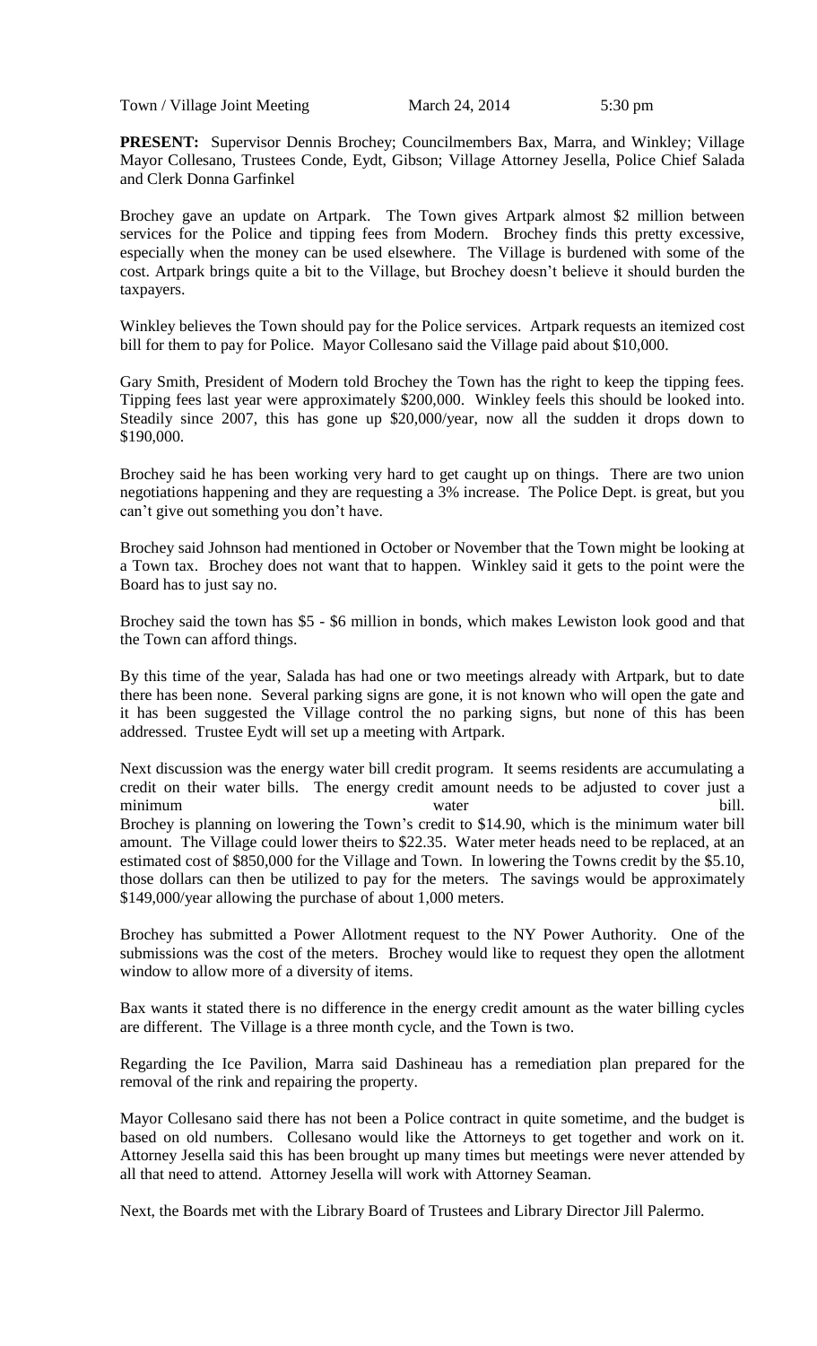Town / Village Joint Meeting March 24, 2014 5:30 pm

**PRESENT:** Supervisor Dennis Brochey; Councilmembers Bax, Marra, and Winkley; Village Mayor Collesano, Trustees Conde, Eydt, Gibson; Village Attorney Jesella, Police Chief Salada and Clerk Donna Garfinkel

Brochey gave an update on Artpark. The Town gives Artpark almost $2 million between services for the Police and tipping fees from Modern. Brochey finds this pretty excessive, especially when the money can be used elsewhere. The Village is burdened with some of the cost. Artpark brings quite a bit to the Village, but Brochey doesn't believe it should burden the taxpayers.

Winkley believes the Town should pay for the Police services. Artpark requests an itemized cost bill for them to pay for Police. Mayor Collesano said the Village paid about $10,000.

Gary Smith, President of Modern told Brochey the Town has the right to keep the tipping fees. Tipping fees last year were approximately $200,000. Winkley feels this should be looked into. Steadily since 2007, this has gone up $20,000/year, now all the sudden it drops down to $190,000.

Brochey said he has been working very hard to get caught up on things. There are two union negotiations happening and they are requesting a 3% increase. The Police Dept. is great, but you can't give out something you don't have.

Brochey said Johnson had mentioned in October or November that the Town might be looking at a Town tax. Brochey does not want that to happen. Winkley said it gets to the point were the Board has to just say no.

Brochey said the town has $5 - $6 million in bonds, which makes Lewiston look good and that the Town can afford things.

By this time of the year, Salada has had one or two meetings already with Artpark, but to date there has been none. Several parking signs are gone, it is not known who will open the gate and it has been suggested the Village control the no parking signs, but none of this has been addressed. Trustee Eydt will set up a meeting with Artpark.

Next discussion was the energy water bill credit program. It seems residents are accumulating a credit on their water bills. The energy credit amount needs to be adjusted to cover just a minimum water bill. Brochey is planning on lowering the Town's credit to $14.90, which is the minimum water bill amount. The Village could lower theirs to $22.35. Water meter heads need to be replaced, at an estimated cost of $850,000 for the Village and Town. In lowering the Towns credit by the $5.10, those dollars can then be utilized to pay for the meters. The savings would be approximately $149,000/year allowing the purchase of about 1,000 meters.

Brochey has submitted a Power Allotment request to the NY Power Authority. One of the submissions was the cost of the meters. Brochey would like to request they open the allotment window to allow more of a diversity of items.

Bax wants it stated there is no difference in the energy credit amount as the water billing cycles are different. The Village is a three month cycle, and the Town is two.

Regarding the Ice Pavilion, Marra said Dashineau has a remediation plan prepared for the removal of the rink and repairing the property.

Mayor Collesano said there has not been a Police contract in quite sometime, and the budget is based on old numbers. Collesano would like the Attorneys to get together and work on it. Attorney Jesella said this has been brought up many times but meetings were never attended by all that need to attend. Attorney Jesella will work with Attorney Seaman.

Next, the Boards met with the Library Board of Trustees and Library Director Jill Palermo.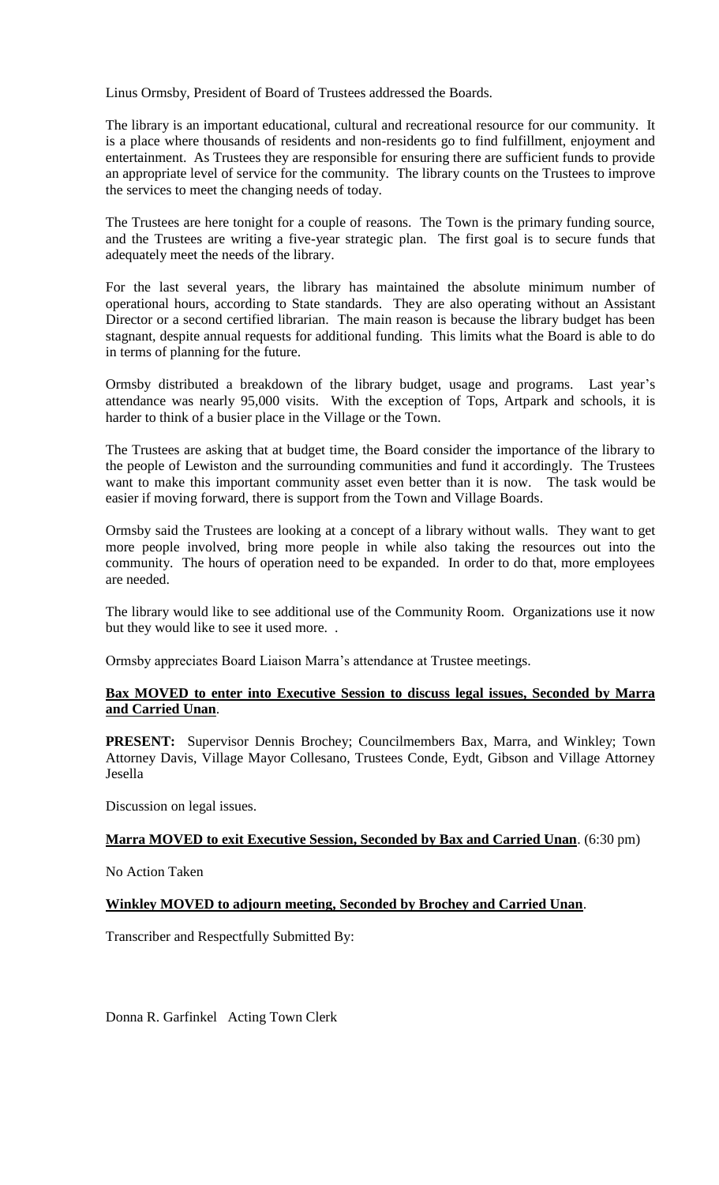Linus Ormsby, President of Board of Trustees addressed the Boards.

The library is an important educational, cultural and recreational resource for our community. It is a place where thousands of residents and non-residents go to find fulfillment, enjoyment and entertainment. As Trustees they are responsible for ensuring there are sufficient funds to provide an appropriate level of service for the community. The library counts on the Trustees to improve the services to meet the changing needs of today.

The Trustees are here tonight for a couple of reasons. The Town is the primary funding source, and the Trustees are writing a five-year strategic plan. The first goal is to secure funds that adequately meet the needs of the library.

For the last several years, the library has maintained the absolute minimum number of operational hours, according to State standards. They are also operating without an Assistant Director or a second certified librarian. The main reason is because the library budget has been stagnant, despite annual requests for additional funding. This limits what the Board is able to do in terms of planning for the future.

Ormsby distributed a breakdown of the library budget, usage and programs. Last year's attendance was nearly 95,000 visits. With the exception of Tops, Artpark and schools, it is harder to think of a busier place in the Village or the Town.

The Trustees are asking that at budget time, the Board consider the importance of the library to the people of Lewiston and the surrounding communities and fund it accordingly. The Trustees want to make this important community asset even better than it is now. The task would be easier if moving forward, there is support from the Town and Village Boards.

Ormsby said the Trustees are looking at a concept of a library without walls. They want to get more people involved, bring more people in while also taking the resources out into the community. The hours of operation need to be expanded. In order to do that, more employees are needed.

The library would like to see additional use of the Community Room. Organizations use it now but they would like to see it used more. .

Ormsby appreciates Board Liaison Marra's attendance at Trustee meetings.

**Bax MOVED to enter into Executive Session to discuss legal issues, Seconded by Marra and Carried Unan**.

**PRESENT:** Supervisor Dennis Brochey; Councilmembers Bax, Marra, and Winkley; Town Attorney Davis, Village Mayor Collesano, Trustees Conde, Eydt, Gibson and Village Attorney Jesella

Discussion on legal issues.

**Marra MOVED to exit Executive Session, Seconded by Bax and Carried Unan**. (6:30 pm)

No Action Taken

**Winkley MOVED to adjourn meeting, Seconded by Brochey and Carried Unan**.

Transcriber and Respectfully Submitted By:

Donna R. Garfinkel Acting Town Clerk